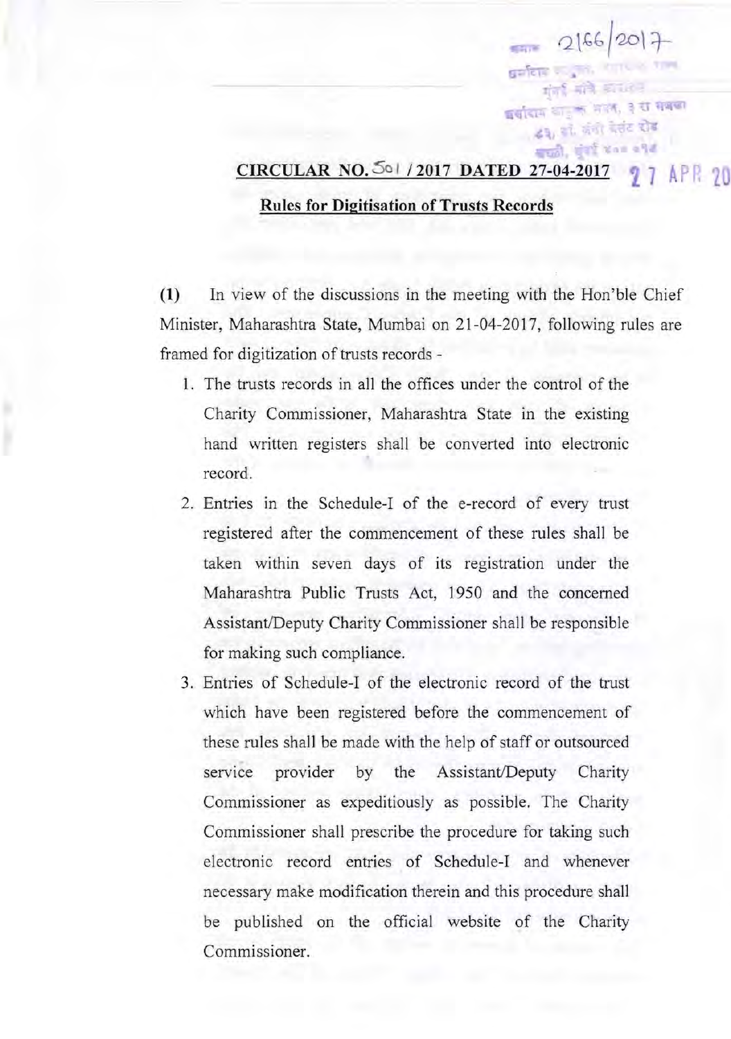क्रमांक 2166/2017

**CIRCULAR NO. 501 / 2017 DATED 27-04-2017**

27 APR 20

**Rules for Digitisation of Trusts Records**

**(1)** In view of the discussions in the meeting with the Hon'ble Chief Minister, Maharashtra State, Mumbai on 21-04-2017, following rules are framed for digitization of trusts records -

1. The trusts records in all the offices under the control of the Charity Commissioner, Maharashtra State in the existing hand written registers shall be converted into electronic record.
2. Entries in the Schedule-I of the e-record of every trust registered after the commencement of these rules shall be taken within seven days of its registration under the Maharashtra Public Trusts Act, 1950 and the concerned Assistant/Deputy Charity Commissioner shall be responsible for making such compliance.
3. Entries of Schedule-I of the electronic record of the trust which have been registered before the commencement of these rules shall be made with the help of staff or outsourced service provider by the Assistant/Deputy Charity Commissioner as expeditiously as possible. The Charity Commissioner shall prescribe the procedure for taking such electronic record entries of Schedule-I and whenever necessary make modification therein and this procedure shall be published on the official website of the Charity Commissioner.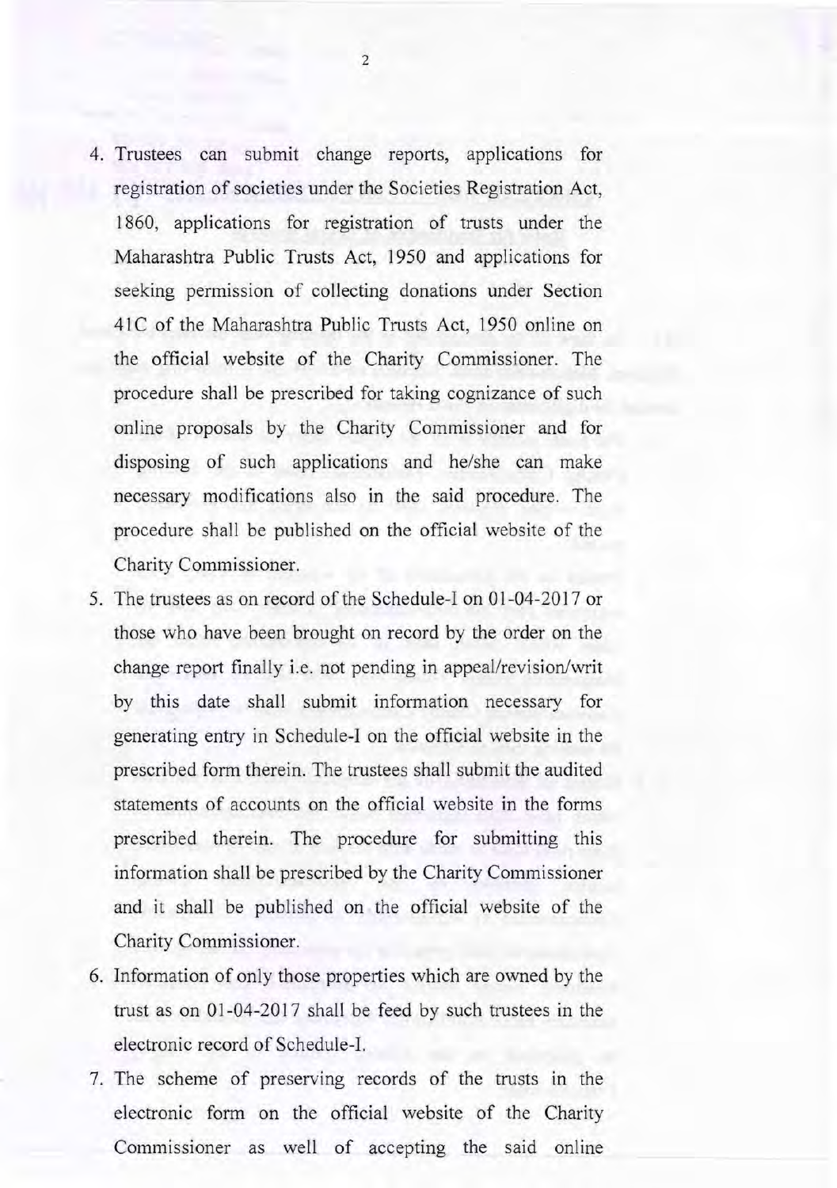4. Trustees can submit change reports, applications for registration of societies under the Societies Registration Act, 1860, applications for registration of trusts under the Maharashtra Public Trusts Act, 1950 and applications for seeking permission of collecting donations under Section 41C of the Maharashtra Public Trusts Act, 1950 online on the official website of the Charity Commissioner. The procedure shall be prescribed for taking cognizance of such online proposals by the Charity Commissioner and for disposing of such applications and he/she can make necessary modifications also in the said procedure. The procedure shall be published on the official website of the Charity Commissioner.
5. The trustees as on record of the Schedule-I on 01-04-2017 or those who have been brought on record by the order on the change report finally i.e. not pending in appeal/revision/writ by this date shall submit information necessary for generating entry in Schedule-I on the official website in the prescribed form therein. The trustees shall submit the audited statements of accounts on the official website in the forms prescribed therein. The procedure for submitting this information shall be prescribed by the Charity Commissioner and it shall be published on the official website of the Charity Commissioner.
6. Information of only those properties which are owned by the trust as on 01-04-2017 shall be feed by such trustees in the electronic record of Schedule-I.
7. The scheme of preserving records of the trusts in the electronic form on the official website of the Charity Commissioner as well of accepting the said online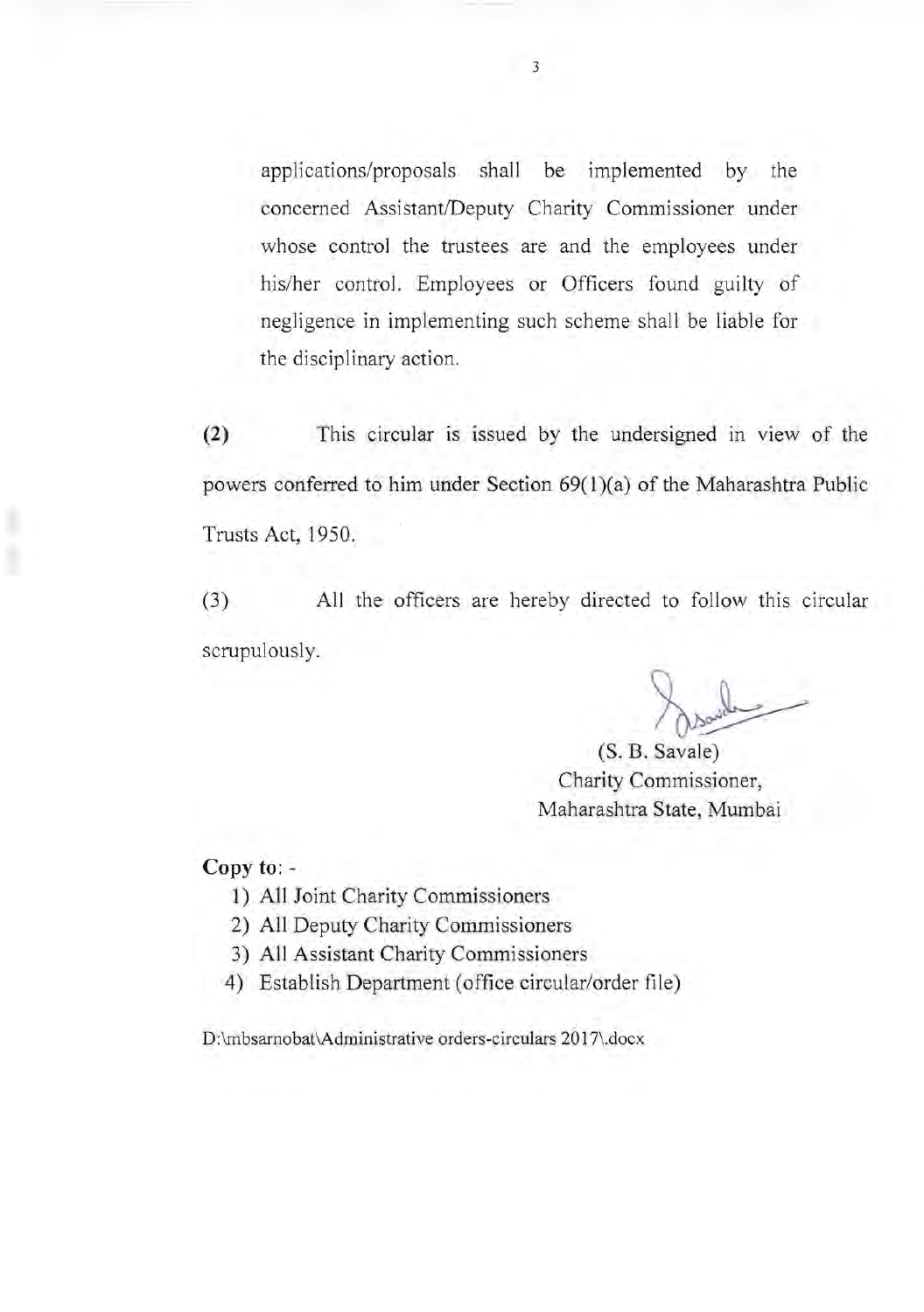applications/proposals shall be implemented by the concerned Assistant/Deputy Charity Commissioner under whose control the trustees are and the employees under his/her control. Employees or Officers found guilty of negligence in implementing such scheme shall be liable for the disciplinary action.

**(2)** This circular is issued by the undersigned in view of the powers conferred to him under Section 69(1)(a) of the Maharashtra Public Trusts Act, 1950.

(3) All the officers are hereby directed to follow this circular scrupulously.

(S. B. Savale)
Charity Commissioner,
Maharashtra State, Mumbai

**Copy to**: -

1) All Joint Charity Commissioners
2) All Deputy Charity Commissioners
3) All Assistant Charity Commissioners
4) Establish Department (office circular/order file)

D:\mbsarnobat\Administrative orders-circulars 2017\.docx